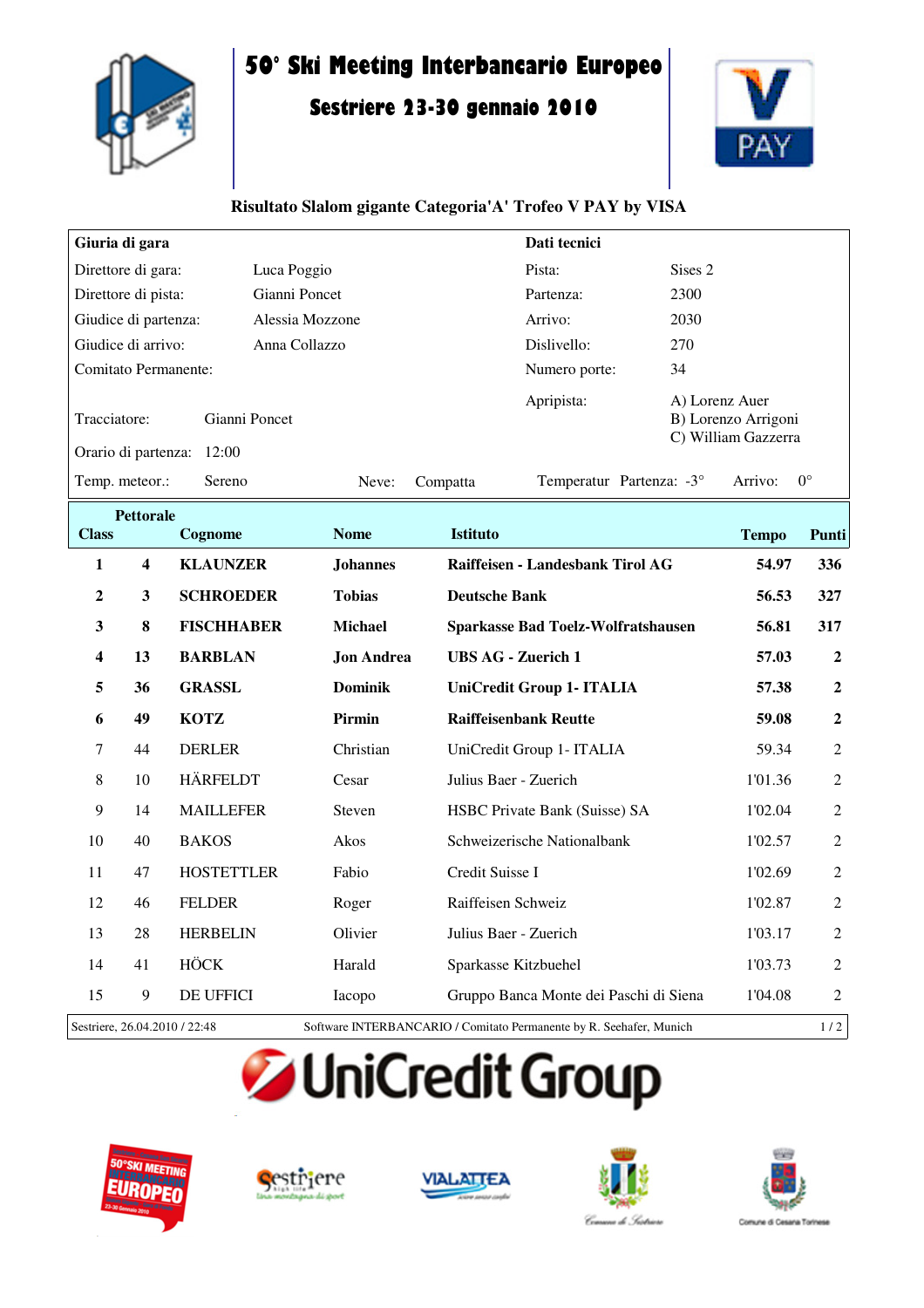# 50° Ski Meeting Interbancario Europeo

## Sestriere 23-30 gennaio 2010

### Risultato Slalom gigante Categoria'A' Trofeo V PAY by VISA

| **Giuria di gara** | | **Dati tecnici** | |
|---|---|---|---|
| Direttore di gara: | Luca Poggio | Pista: | Sises 2 |
| Direttore di pista: | Gianni Poncet | Partenza: | 2300 |
| Giudice di partenza: | Alessia Mozzone | Arrivo: | 2030 |
| Giudice di arrivo: | Anna Collazzo | Dislivello: | 270 |
| Comitato Permanente: | | Numero porte: | 34 |
| Tracciatore: | Gianni Poncet | Apripista: | A) Lorenz Auer<br>B) Lorenzo Arrigoni<br>C) William Gazzerra |
| Orario di partenza: | 12:00 | | |
| Temp. meteor.: | Sereno | Neve: | Compatta |
| Temperatur | Partenza: -3° | Arrivo: | 0° |

| Class | Pettorale | Cognome | Nome | Istituto | Tempo | Punti |
|---|---|---|---|---|---|---|
| **1** | **4** | **KLAUNZER** | **Johannes** | **Raiffeisen - Landesbank Tirol AG** | **54.97** | **336** |
| **2** | **3** | **SCHROEDER** | **Tobias** | **Deutsche Bank** | **56.53** | **327** |
| **3** | **8** | **FISCHHABER** | **Michael** | **Sparkasse Bad Toelz-Wolfratshausen** | **56.81** | **317** |
| **4** | **13** | **BARBLAN** | **Jon Andrea** | **UBS AG - Zuerich 1** | **57.03** | **2** |
| **5** | **36** | **GRASSL** | **Dominik** | **UniCredit Group 1- ITALIA** | **57.38** | **2** |
| **6** | **49** | **KOTZ** | **Pirmin** | **Raiffeisenbank Reutte** | **59.08** | **2** |
| 7 | 44 | DERLER | Christian | UniCredit Group 1- ITALIA | 59.34 | 2 |
| 8 | 10 | HÄRFELDT | Cesar | Julius Baer - Zuerich | 1'01.36 | 2 |
| 9 | 14 | MAILLEFER | Steven | HSBC Private Bank (Suisse) SA | 1'02.04 | 2 |
| 10 | 40 | BAKOS | Akos | Schweizerische Nationalbank | 1'02.57 | 2 |
| 11 | 47 | HOSTETTLER | Fabio | Credit Suisse I | 1'02.69 | 2 |
| 12 | 46 | FELDER | Roger | Raiffeisen Schweiz | 1'02.87 | 2 |
| 13 | 28 | HERBELIN | Olivier | Julius Baer - Zuerich | 1'03.17 | 2 |
| 14 | 41 | HÖCK | Harald | Sparkasse Kitzbuehel | 1'03.73 | 2 |
| 15 | 9 | DE UFFICI | Iacopo | Gruppo Banca Monte dei Paschi di Siena | 1'04.08 | 2 |

Sestriere, 26.04.2010 / 22:48 — Software INTERBANCARIO / Comitato Permanente by R. Seehafer, Munich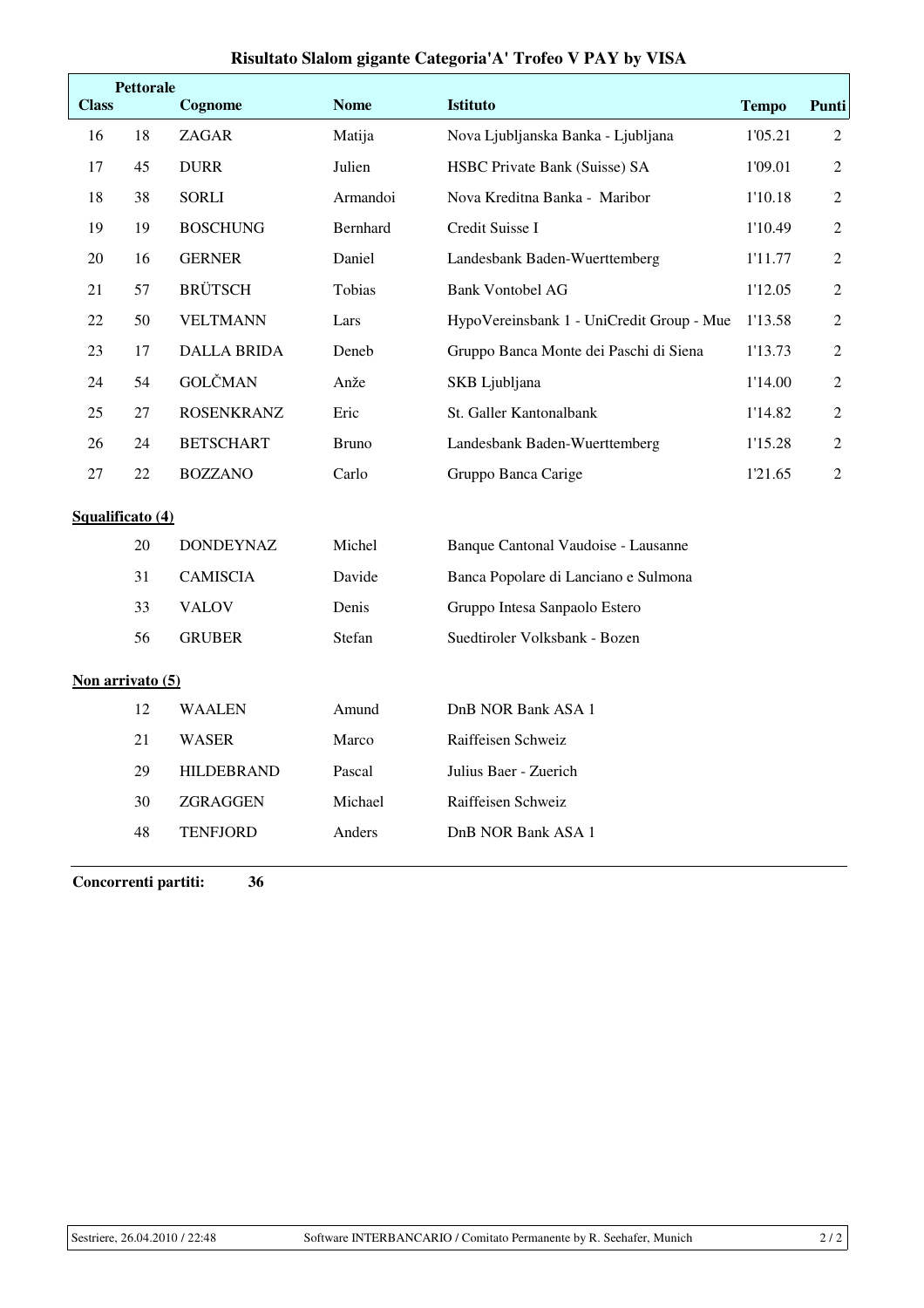## Risultato Slalom gigante Categoria'A' Trofeo V PAY by VISA

| Class | Pettorale | Cognome | Nome | Istituto | Tempo | Punti |
|---|---|---|---|---|---|---|
| 16 | 18 | ZAGAR | Matija | Nova Ljubljanska Banka - Ljubljana | 1'05.21 | 2 |
| 17 | 45 | DURR | Julien | HSBC Private Bank (Suisse) SA | 1'09.01 | 2 |
| 18 | 38 | SORLI | Armandoi | Nova Kreditna Banka - Maribor | 1'10.18 | 2 |
| 19 | 19 | BOSCHUNG | Bernhard | Credit Suisse I | 1'10.49 | 2 |
| 20 | 16 | GERNER | Daniel | Landesbank Baden-Wuerttemberg | 1'11.77 | 2 |
| 21 | 57 | BRÜTSCH | Tobias | Bank Vontobel AG | 1'12.05 | 2 |
| 22 | 50 | VELTMANN | Lars | HypoVereinsbank 1 - UniCredit Group - Mue | 1'13.58 | 2 |
| 23 | 17 | DALLA BRIDA | Deneb | Gruppo Banca Monte dei Paschi di Siena | 1'13.73 | 2 |
| 24 | 54 | GOLČMAN | Anže | SKB Ljubljana | 1'14.00 | 2 |
| 25 | 27 | ROSENKRANZ | Eric | St. Galler Kantonalbank | 1'14.82 | 2 |
| 26 | 24 | BETSCHART | Bruno | Landesbank Baden-Wuerttemberg | 1'15.28 | 2 |
| 27 | 22 | BOZZANO | Carlo | Gruppo Banca Carige | 1'21.65 | 2 |

**Squalificato (4)**

| | Pettorale | Cognome | Nome | Istituto |
|---|---|---|---|---|
| | 20 | DONDEYNAZ | Michel | Banque Cantonal Vaudoise - Lausanne |
| | 31 | CAMISCIA | Davide | Banca Popolare di Lanciano e Sulmona |
| | 33 | VALOV | Denis | Gruppo Intesa Sanpaolo Estero |
| | 56 | GRUBER | Stefan | Suedtiroler Volksbank - Bozen |

**Non arrivato (5)**

| | Pettorale | Cognome | Nome | Istituto |
|---|---|---|---|---|
| | 12 | WAALEN | Amund | DnB NOR Bank ASA 1 |
| | 21 | WASER | Marco | Raiffeisen Schweiz |
| | 29 | HILDEBRAND | Pascal | Julius Baer - Zuerich |
| | 30 | ZGRAGGEN | Michael | Raiffeisen Schweiz |
| | 48 | TENFJORD | Anders | DnB NOR Bank ASA 1 |

**Concorrenti partiti: 36**

Sestriere, 26.04.2010 / 22:48 Software INTERBANCARIO / Comitato Permanente by R. Seehafer, Munich